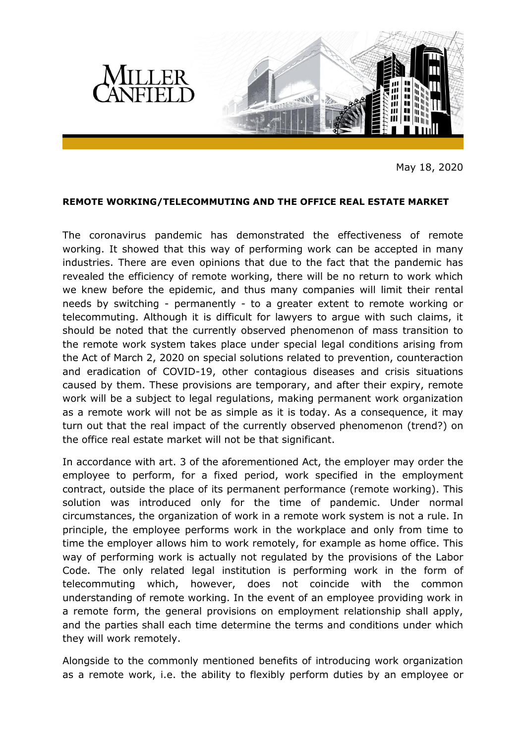May 18, 2020

**REMOTE WORKING/TELECOMMUTING AND THE OFFICE REAL ESTATE MARKET**

The coronavirus pandemic has demonstrated the effectiveness of remote working. It showed that this way of performing work can be accepted in many industries. There are even opinions that due to the fact that the pandemic has revealed the efficiency of remote working, there will be no return to work which we knew before the epidemic, and thus many companies will limit their rental needs by switching - permanently - to a greater extent to remote working or telecommuting. Although it is difficult for lawyers to argue with such claims, it should be noted that the currently observed phenomenon of mass transition to the remote work system takes place under special legal conditions arising from the Act of March 2, 2020 on special solutions related to prevention, counteraction and eradication of COVID-19, other contagious diseases and crisis situations caused by them. These provisions are temporary, and after their expiry, remote work will be a subject to legal regulations, making permanent work organization as a remote work will not be as simple as it is today. As a consequence, it may turn out that the real impact of the currently observed phenomenon (trend?) on the office real estate market will not be that significant.

In accordance with art. 3 of the aforementioned Act, the employer may order the employee to perform, for a fixed period, work specified in the employment contract, outside the place of its permanent performance (remote working). This solution was introduced only for the time of pandemic. Under normal circumstances, the organization of work in a remote work system is not a rule. In principle, the employee performs work in the workplace and only from time to time the employer allows him to work remotely, for example as home office. This way of performing work is actually not regulated by the provisions of the Labor Code. The only related legal institution is performing work in the form of telecommuting which, however, does not coincide with the common understanding of remote working. In the event of an employee providing work in a remote form, the general provisions on employment relationship shall apply, and the parties shall each time determine the terms and conditions under which they will work remotely.

Alongside to the commonly mentioned benefits of introducing work organization as a remote work, i.e. the ability to flexibly perform duties by an employee or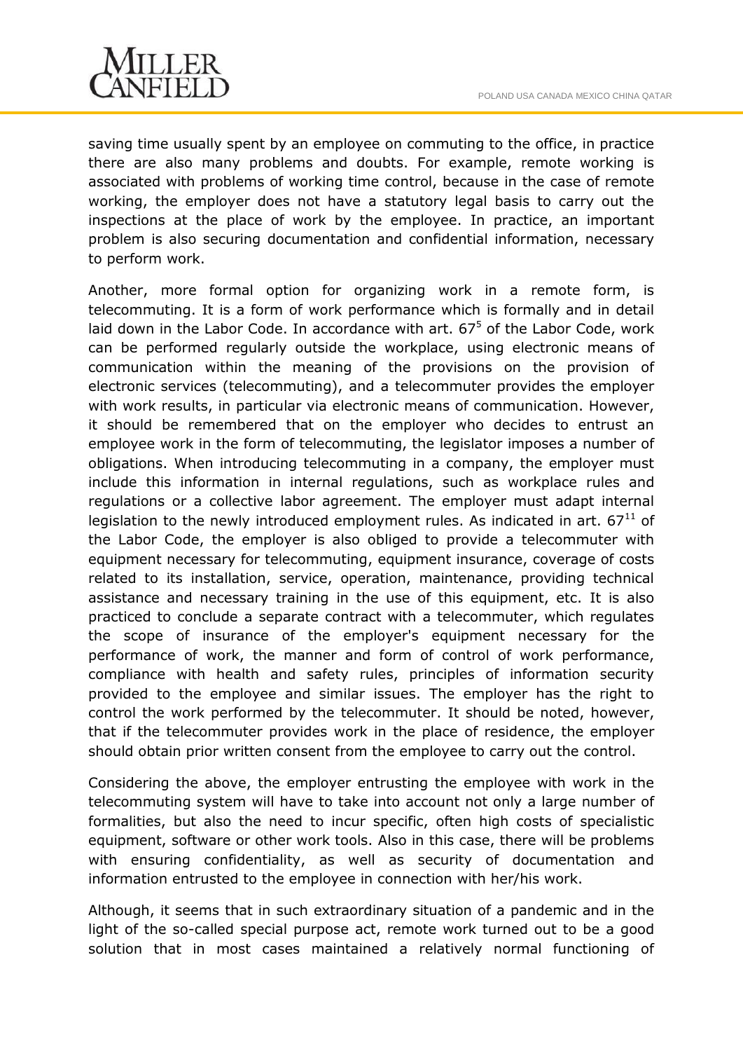saving time usually spent by an employee on commuting to the office, in practice there are also many problems and doubts. For example, remote working is associated with problems of working time control, because in the case of remote working, the employer does not have a statutory legal basis to carry out the inspections at the place of work by the employee. In practice, an important problem is also securing documentation and confidential information, necessary to perform work.

Another, more formal option for organizing work in a remote form, is telecommuting. It is a form of work performance which is formally and in detail laid down in the Labor Code. In accordance with art. $67^{5}$ of the Labor Code, work can be performed regularly outside the workplace, using electronic means of communication within the meaning of the provisions on the provision of electronic services (telecommuting), and a telecommuter provides the employer with work results, in particular via electronic means of communication. However, it should be remembered that on the employer who decides to entrust an employee work in the form of telecommuting, the legislator imposes a number of obligations. When introducing telecommuting in a company, the employer must include this information in internal regulations, such as workplace rules and regulations or a collective labor agreement. The employer must adapt internal legislation to the newly introduced employment rules. As indicated in art. $67^{11}$ of the Labor Code, the employer is also obliged to provide a telecommuter with equipment necessary for telecommuting, equipment insurance, coverage of costs related to its installation, service, operation, maintenance, providing technical assistance and necessary training in the use of this equipment, etc. It is also practiced to conclude a separate contract with a telecommuter, which regulates the scope of insurance of the employer's equipment necessary for the performance of work, the manner and form of control of work performance, compliance with health and safety rules, principles of information security provided to the employee and similar issues. The employer has the right to control the work performed by the telecommuter. It should be noted, however, that if the telecommuter provides work in the place of residence, the employer should obtain prior written consent from the employee to carry out the control.

Considering the above, the employer entrusting the employee with work in the telecommuting system will have to take into account not only a large number of formalities, but also the need to incur specific, often high costs of specialistic equipment, software or other work tools. Also in this case, there will be problems with ensuring confidentiality, as well as security of documentation and information entrusted to the employee in connection with her/his work.

Although, it seems that in such extraordinary situation of a pandemic and in the light of the so-called special purpose act, remote work turned out to be a good solution that in most cases maintained a relatively normal functioning of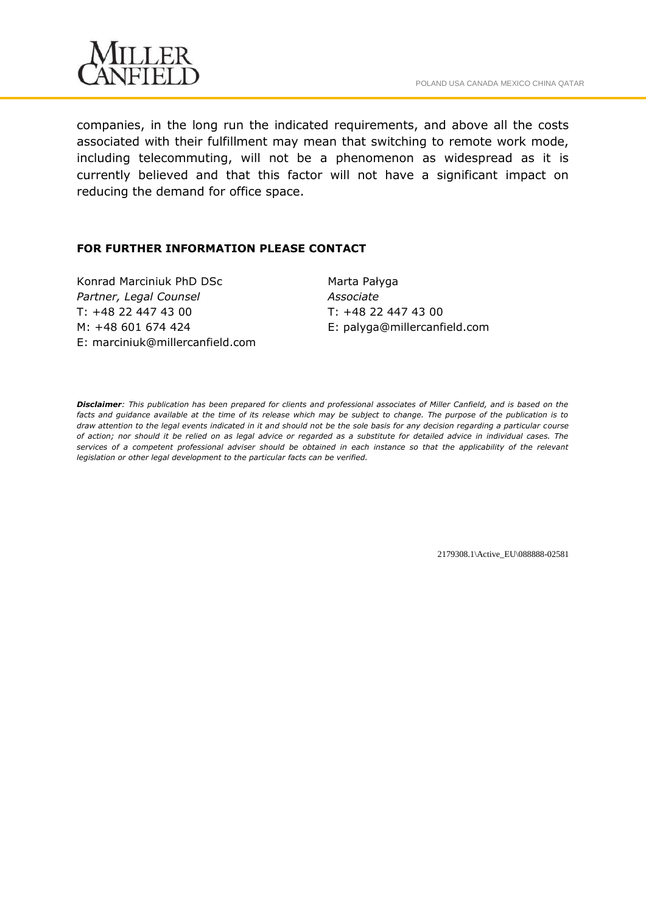companies, in the long run the indicated requirements, and above all the costs associated with their fulfillment may mean that switching to remote work mode, including telecommuting, will not be a phenomenon as widespread as it is currently believed and that this factor will not have a significant impact on reducing the demand for office space.

**FOR FURTHER INFORMATION PLEASE CONTACT**

Konrad Marciniuk PhD DSc
*Partner, Legal Counsel*
T: +48 22 447 43 00
M: +48 601 674 424
E: marciniuk@millercanfield.com

Marta Pałyga
*Associate*
T: +48 22 447 43 00
E: palyga@millercanfield.com

***Disclaimer**: This publication has been prepared for clients and professional associates of Miller Canfield, and is based on the facts and guidance available at the time of its release which may be subject to change. The purpose of the publication is to draw attention to the legal events indicated in it and should not be the sole basis for any decision regarding a particular course of action; nor should it be relied on as legal advice or regarded as a substitute for detailed advice in individual cases. The services of a competent professional adviser should be obtained in each instance so that the applicability of the relevant legislation or other legal development to the particular facts can be verified.*

2179308.1\Active_EU\088888-02581